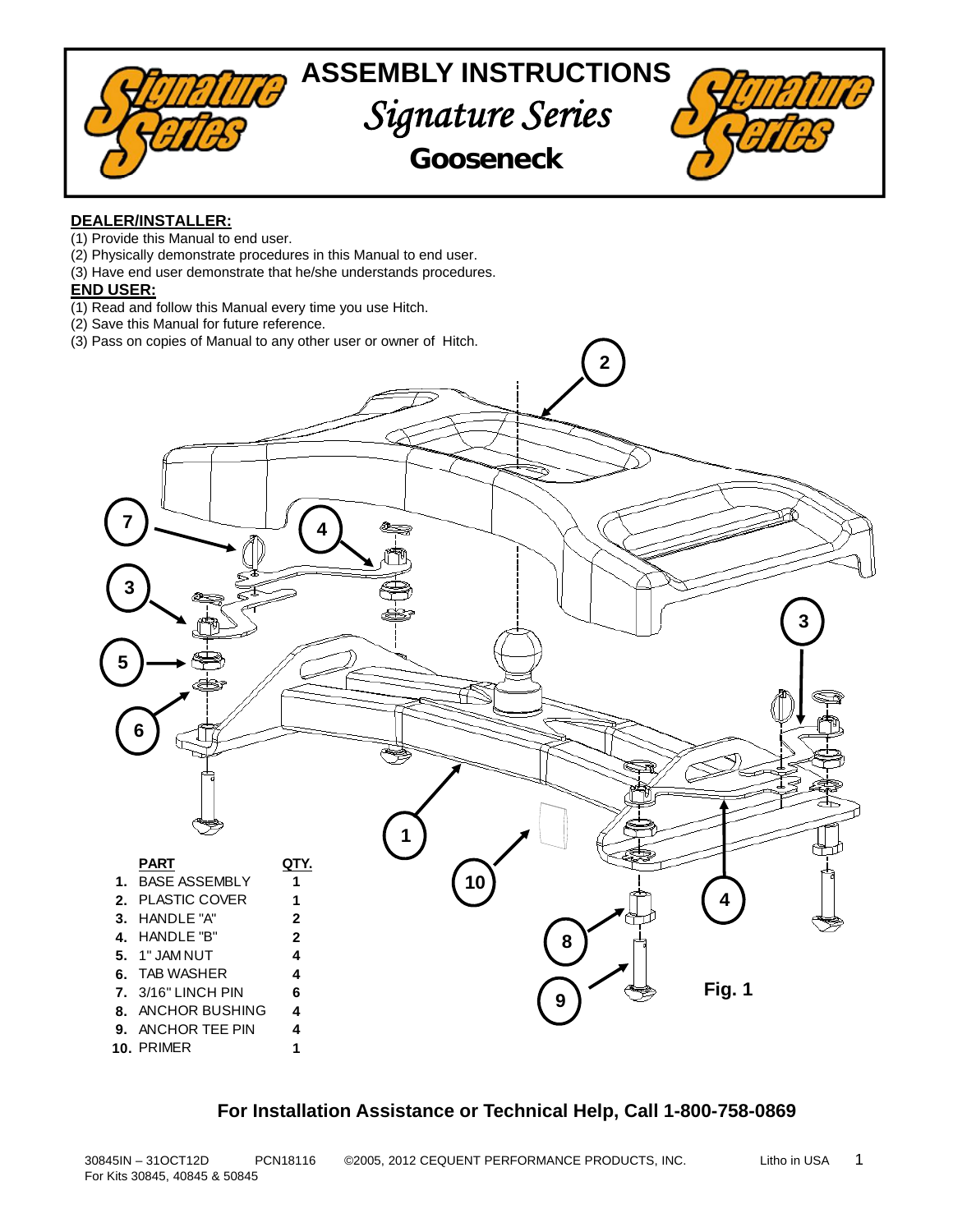# ASSEMBLY INSTRUCTIONS

## *Signature Series*

## Gooseneck

**DEALER/INSTALLER:**

(1) Provide this Manual to end user.
(2) Physically demonstrate procedures in this Manual to end user.
(3) Have end user demonstrate that he/she understands procedures.

**END USER:**

(1) Read and follow this Manual every time you use Hitch.
(2) Save this Manual for future reference.
(3) Pass on copies of Manual to any other user or owner of Hitch.

| | PART | QTY. |
|---|---|---|
| 1. | BASE ASSEMBLY | 1 |
| 2. | PLASTIC COVER | 1 |
| 3. | HANDLE "A" | 2 |
| 4. | HANDLE "B" | 2 |
| 5. | 1" JAM NUT | 4 |
| 6. | TAB WASHER | 4 |
| 7. | 3/16" LINCH PIN | 6 |
| 8. | ANCHOR BUSHING | 4 |
| 9. | ANCHOR TEE PIN | 4 |
| 10. | PRIMER | 1 |

**Fig. 1**

**For Installation Assistance or Technical Help, Call 1-800-758-0869**

30845IN – 31OCT12D PCN18116 ©2005, 2012 CEQUENT PERFORMANCE PRODUCTS, INC. Litho in USA
For Kits 30845, 40845 & 50845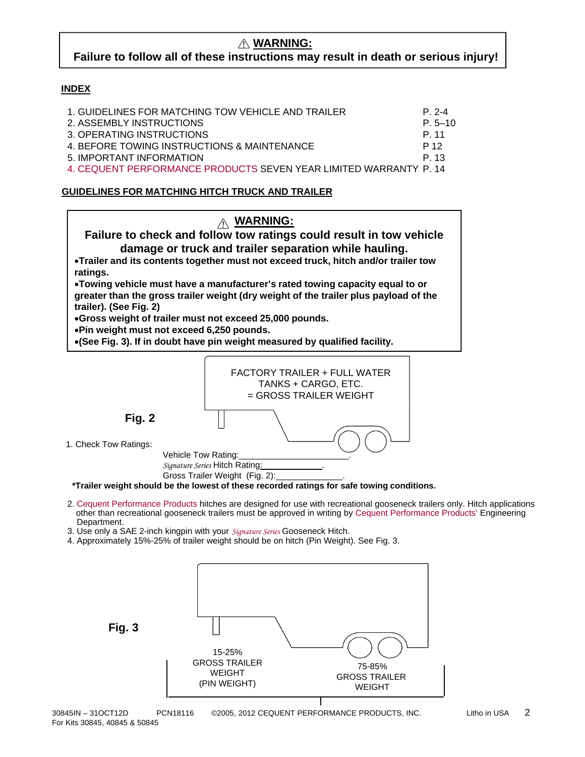**⚠ WARNING:**
**Failure to follow all of these instructions may result in death or serious injury!**

## INDEX

| | |
|---|---|
| 1. GUIDELINES FOR MATCHING TOW VEHICLE AND TRAILER | P. 2-4 |
| 2. ASSEMBLY INSTRUCTIONS | P. 5–10 |
| 3. OPERATING INSTRUCTIONS | P. 11 |
| 4. BEFORE TOWING INSTRUCTIONS & MAINTENANCE | P 12 |
| 5. IMPORTANT INFORMATION | P. 13 |
| 4. CEQUENT PERFORMANCE PRODUCTS SEVEN YEAR LIMITED WARRANTY | P. 14 |

## GUIDELINES FOR MATCHING HITCH TRUCK AND TRAILER

**⚠ WARNING:**
**Failure to check and follow tow ratings could result in tow vehicle damage or truck and trailer separation while hauling.**

- **Trailer and its contents together must not exceed truck, hitch and/or trailer tow ratings.**
- **Towing vehicle must have a manufacturer's rated towing capacity equal to or greater than the gross trailer weight (dry weight of the trailer plus payload of the trailer). (See Fig. 2)**
- **Gross weight of trailer must not exceed 25,000 pounds.**
- **Pin weight must not exceed 6,250 pounds.**
- **(See Fig. 3). If in doubt have pin weight measured by qualified facility.**

FACTORY TRAILER + FULL WATER TANKS + CARGO, ETC. = GROSS TRAILER WEIGHT

**Fig. 2**

1. Check Tow Ratings:

   Vehicle Tow Rating:______________________.

   *Signature Series* Hitch Rating:_____________.

   Gross Trailer Weight (Fig. 2):______________.

**\*Trailer weight should be the lowest of these recorded ratings for safe towing conditions.**

2. Cequent Performance Products hitches are designed for use with recreational gooseneck trailers only. Hitch applications other than recreational gooseneck trailers must be approved in writing by Cequent Performance Products' Engineering Department.
3. Use only a SAE 2-inch kingpin with your *Signature Series* Gooseneck Hitch.
4. Approximately 15%-25% of trailer weight should be on hitch (Pin Weight). See Fig. 3.

**Fig. 3**

15-25% GROSS TRAILER WEIGHT (PIN WEIGHT)

75-85% GROSS TRAILER WEIGHT

30845IN – 31OCT12D PCN18116 ©2005, 2012 CEQUENT PERFORMANCE PRODUCTS, INC. Litho in USA
For Kits 30845, 40845 & 50845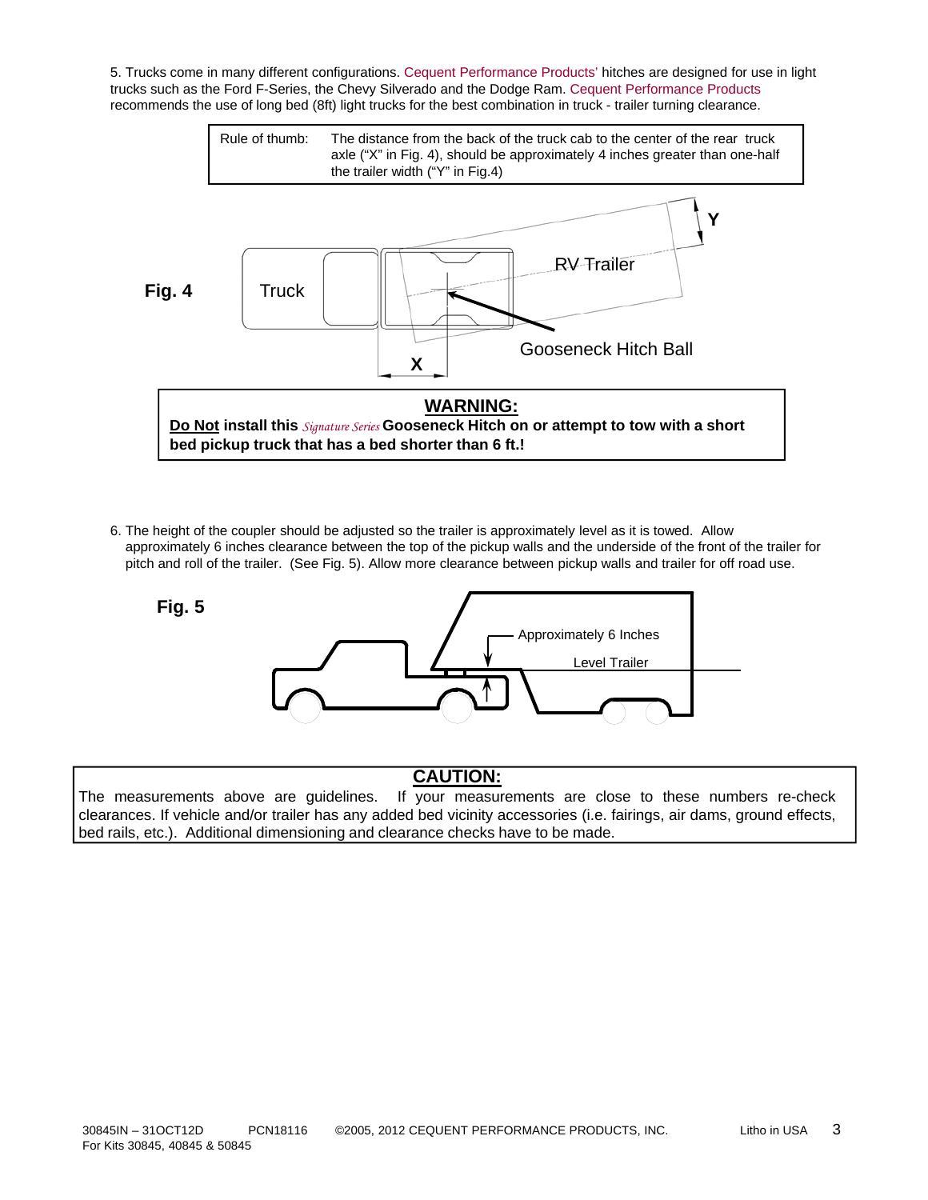5. Trucks come in many different configurations. Cequent Performance Products' hitches are designed for use in light trucks such as the Ford F-Series, the Chevy Silverado and the Dodge Ram. Cequent Performance Products recommends the use of long bed (8ft) light trucks for the best combination in truck - trailer turning clearance.

| Rule of thumb: | The distance from the back of the truck cab to the center of the rear truck axle ("X" in Fig. 4), should be approximately 4 inches greater than one-half the trailer width ("Y" in Fig.4) |
|---|---|

**Fig. 4**

Truck

RV Trailer

Gooseneck Hitch Ball

X

Y

## WARNING:

**Do Not install this *Signature Series* Gooseneck Hitch on or attempt to tow with a short bed pickup truck that has a bed shorter than 6 ft.!**

6. The height of the coupler should be adjusted so the trailer is approximately level as it is towed. Allow approximately 6 inches clearance between the top of the pickup walls and the underside of the front of the trailer for pitch and roll of the trailer. (See Fig. 5). Allow more clearance between pickup walls and trailer for off road use.

**Fig. 5**

Approximately 6 Inches

Level Trailer

## CAUTION:

The measurements above are guidelines. If your measurements are close to these numbers re-check clearances. If vehicle and/or trailer has any added bed vicinity accessories (i.e. fairings, air dams, ground effects, bed rails, etc.). Additional dimensioning and clearance checks have to be made.

30845IN – 31OCT12D PCN18116 ©2005, 2012 CEQUENT PERFORMANCE PRODUCTS, INC. Litho in USA
For Kits 30845, 40845 & 50845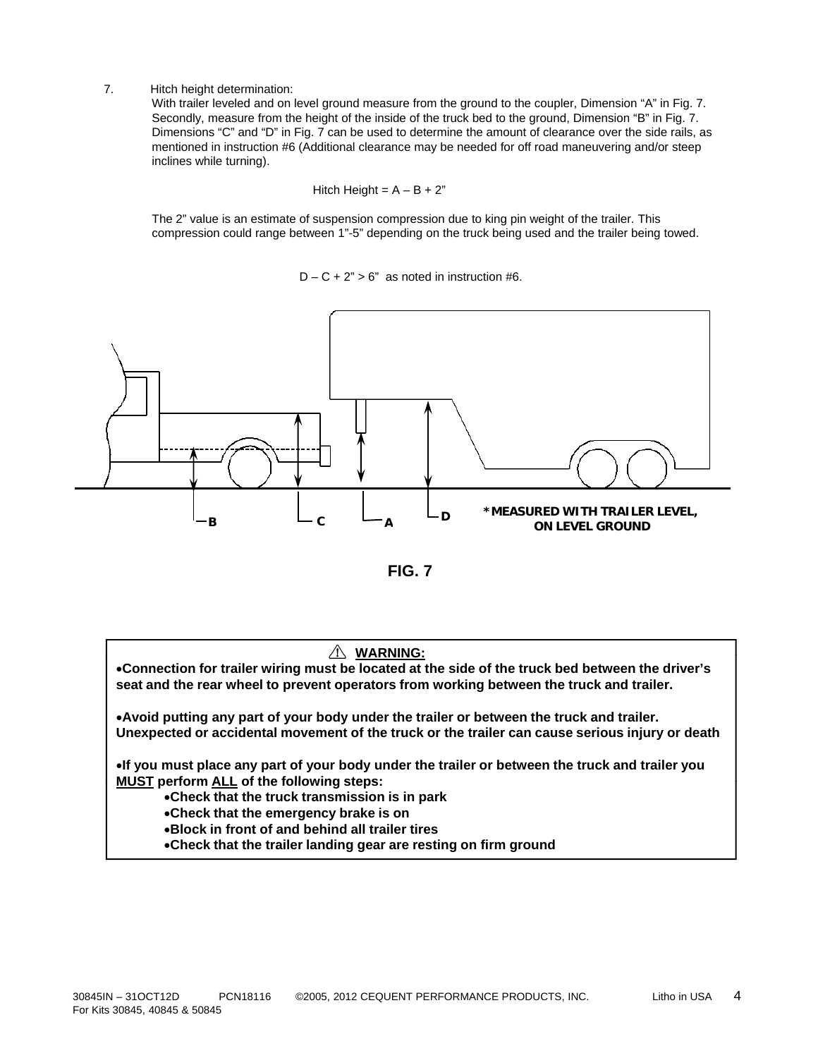7. Hitch height determination:
   With trailer leveled and on level ground measure from the ground to the coupler, Dimension "A" in Fig. 7. Secondly, measure from the height of the inside of the truck bed to the ground, Dimension "B" in Fig. 7. Dimensions "C" and "D" in Fig. 7 can be used to determine the amount of clearance over the side rails, as mentioned in instruction #6 (Additional clearance may be needed for off road maneuvering and/or steep inclines while turning).

   $$\text{Hitch Height} = A - B + 2"$$

   The 2" value is an estimate of suspension compression due to king pin weight of the trailer. This compression could range between 1"-5" depending on the truck being used and the trailer being towed.

   $D - C + 2" > 6"$ as noted in instruction #6.

B C A D *MEASURED WITH TRAILER LEVEL, ON LEVEL GROUND

**FIG. 7**

> ⚠ **WARNING:**
>
> • **Connection for trailer wiring must be located at the side of the truck bed between the driver's seat and the rear wheel to prevent operators from working between the truck and trailer.**
>
> • **Avoid putting any part of your body under the trailer or between the truck and trailer. Unexpected or accidental movement of the truck or the trailer can cause serious injury or death**
>
> • **If you must place any part of your body under the trailer or between the truck and trailer you <u>MUST</u> perform <u>ALL</u> of the following steps:**
>   - **Check that the truck transmission is in park**
>   - **Check that the emergency brake is on**
>   - **Block in front of and behind all trailer tires**
>   - **Check that the trailer landing gear are resting on firm ground**

30845IN – 31OCT12D PCN18116 ©2005, 2012 CEQUENT PERFORMANCE PRODUCTS, INC. Litho in USA
For Kits 30845, 40845 & 50845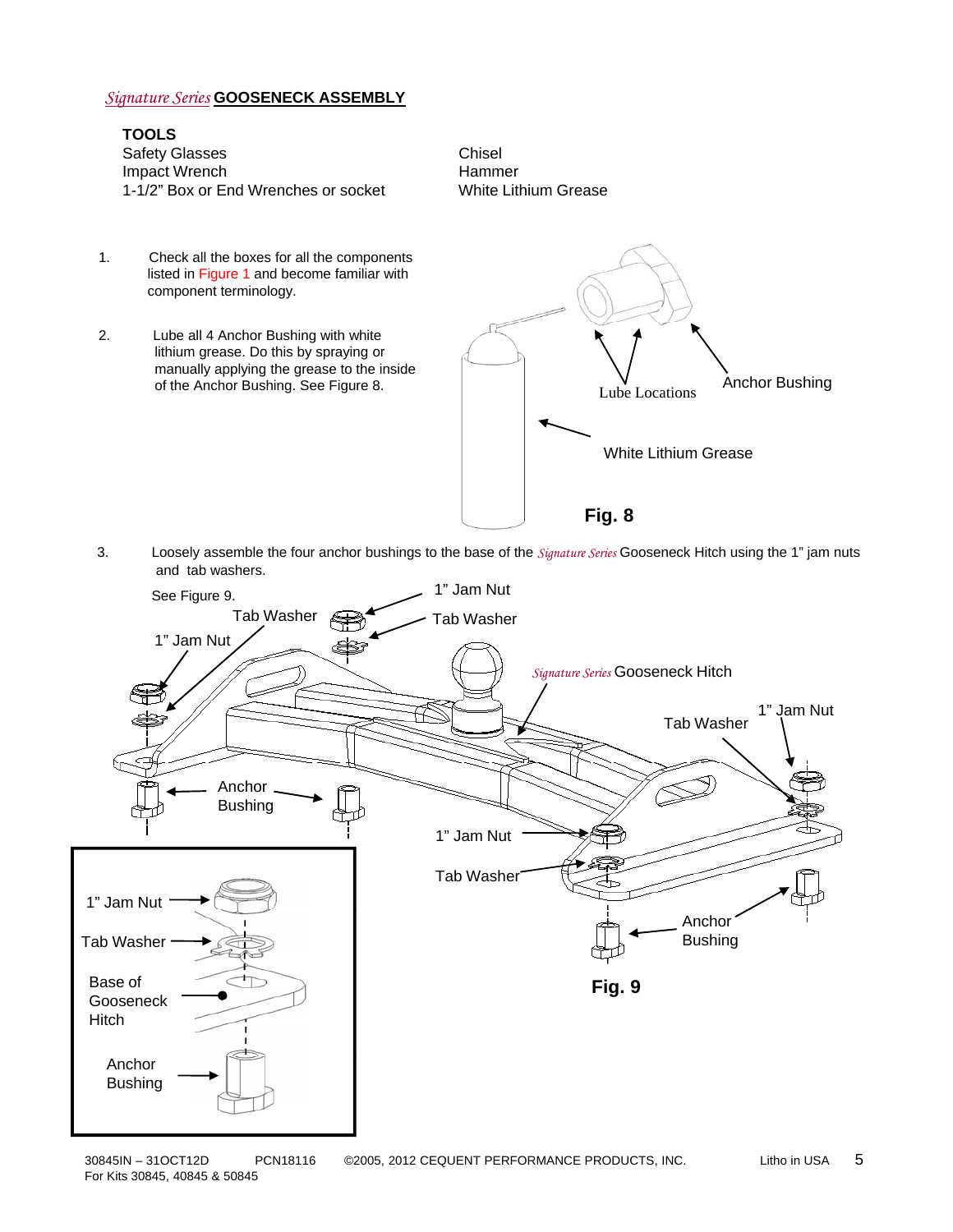## *Signature Series* GOOSENECK ASSEMBLY

**TOOLS**

Safety Glasses
Impact Wrench
1-1/2" Box or End Wrenches or socket
Chisel
Hammer
White Lithium Grease

1. Check all the boxes for all the components listed in Figure 1 and become familiar with component terminology.

2. Lube all 4 Anchor Bushing with white lithium grease. Do this by spraying or manually applying the grease to the inside of the Anchor Bushing. See Figure 8.

Lube Locations
Anchor Bushing
White Lithium Grease

**Fig. 8**

3. Loosely assemble the four anchor bushings to the base of the *Signature Series* Gooseneck Hitch using the 1" jam nuts and tab washers.

See Figure 9.

1" Jam Nut
Tab Washer
*Signature Series* Gooseneck Hitch
Anchor Bushing
Base of Gooseneck Hitch

**Fig. 9**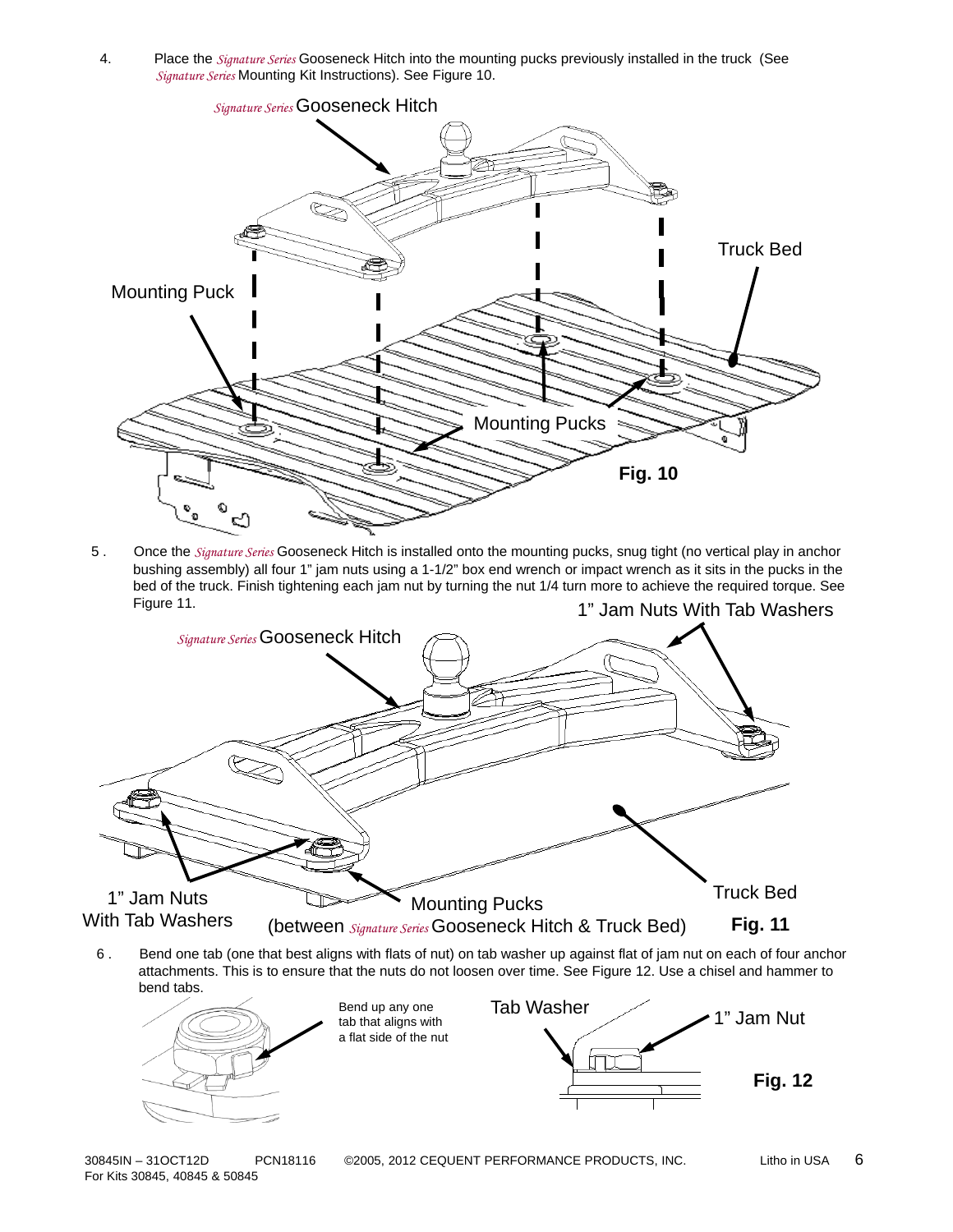4. Place the *Signature Series* Gooseneck Hitch into the mounting pucks previously installed in the truck (See *Signature Series* Mounting Kit Instructions). See Figure 10.

*Signature Series* Gooseneck Hitch

Truck Bed

Mounting Puck

Mounting Pucks

**Fig. 10**

5. Once the *Signature Series* Gooseneck Hitch is installed onto the mounting pucks, snug tight (no vertical play in anchor bushing assembly) all four 1" jam nuts using a 1-1/2" box end wrench or impact wrench as it sits in the pucks in the bed of the truck. Finish tightening each jam nut by turning the nut 1/4 turn more to achieve the required torque. See Figure 11.

1" Jam Nuts With Tab Washers

*Signature Series* Gooseneck Hitch

1" Jam Nuts With Tab Washers

Mounting Pucks (between *Signature Series* Gooseneck Hitch & Truck Bed)

Truck Bed

**Fig. 11**

6. Bend one tab (one that best aligns with flats of nut) on tab washer up against flat of jam nut on each of four anchor attachments. This is to ensure that the nuts do not loosen over time. See Figure 12. Use a chisel and hammer to bend tabs.

Bend up any one tab that aligns with a flat side of the nut

Tab Washer

1" Jam Nut

**Fig. 12**

30845IN – 31OCT12D PCN18116 ©2005, 2012 CEQUENT PERFORMANCE PRODUCTS, INC. Litho in USA
For Kits 30845, 40845 & 50845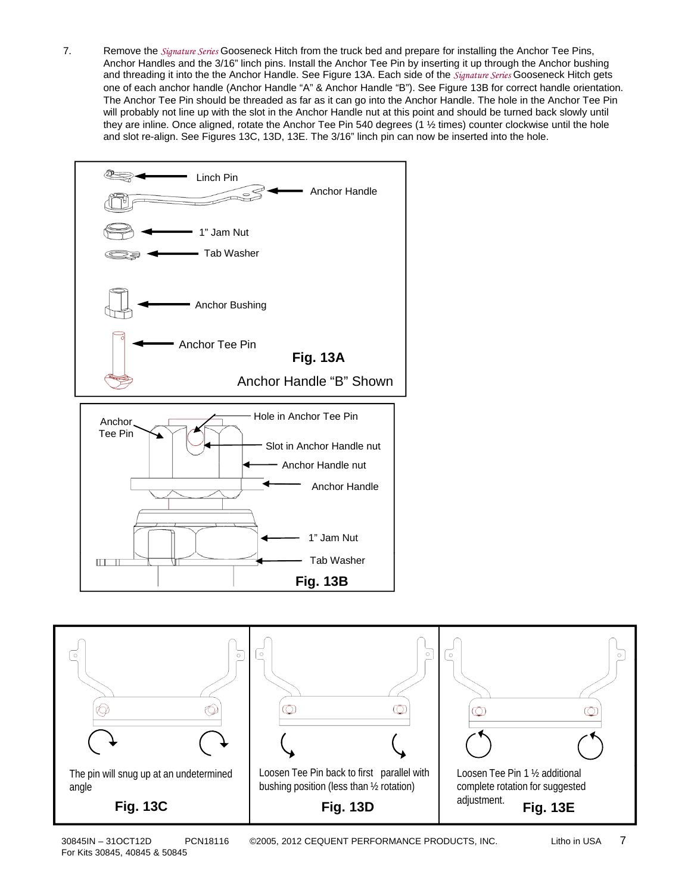7. Remove the *Signature Series* Gooseneck Hitch from the truck bed and prepare for installing the Anchor Tee Pins, Anchor Handles and the 3/16" linch pins. Install the Anchor Tee Pin by inserting it up through the Anchor bushing and threading it into the the Anchor Handle. See Figure 13A. Each side of the *Signature Series* Gooseneck Hitch gets one of each anchor handle (Anchor Handle "A" & Anchor Handle "B"). See Figure 13B for correct handle orientation. The Anchor Tee Pin should be threaded as far as it can go into the Anchor Handle. The hole in the Anchor Tee Pin will probably not line up with the slot in the Anchor Handle nut at this point and should be turned back slowly until they are inline. Once aligned, rotate the Anchor Tee Pin 540 degrees (1 ½ times) counter clockwise until the hole and slot re-align. See Figures 13C, 13D, 13E. The 3/16" linch pin can now be inserted into the hole.

Linch Pin

Anchor Handle

1" Jam Nut

Tab Washer

Anchor Bushing

Anchor Tee Pin

**Fig. 13A**

Anchor Handle "B" Shown

Anchor Tee Pin

Hole in Anchor Tee Pin

Slot in Anchor Handle nut

Anchor Handle nut

Anchor Handle

1" Jam Nut

Tab Washer

**Fig. 13B**

The pin will snug up at an undetermined angle

**Fig. 13C**

Loosen Tee Pin back to first parallel with bushing position (less than ½ rotation)

**Fig. 13D**

Loosen Tee Pin 1 ½ additional complete rotation for suggested adjustment.

**Fig. 13E**

30845IN – 31OCT12D PCN18116 ©2005, 2012 CEQUENT PERFORMANCE PRODUCTS, INC. Litho in USA
For Kits 30845, 40845 & 50845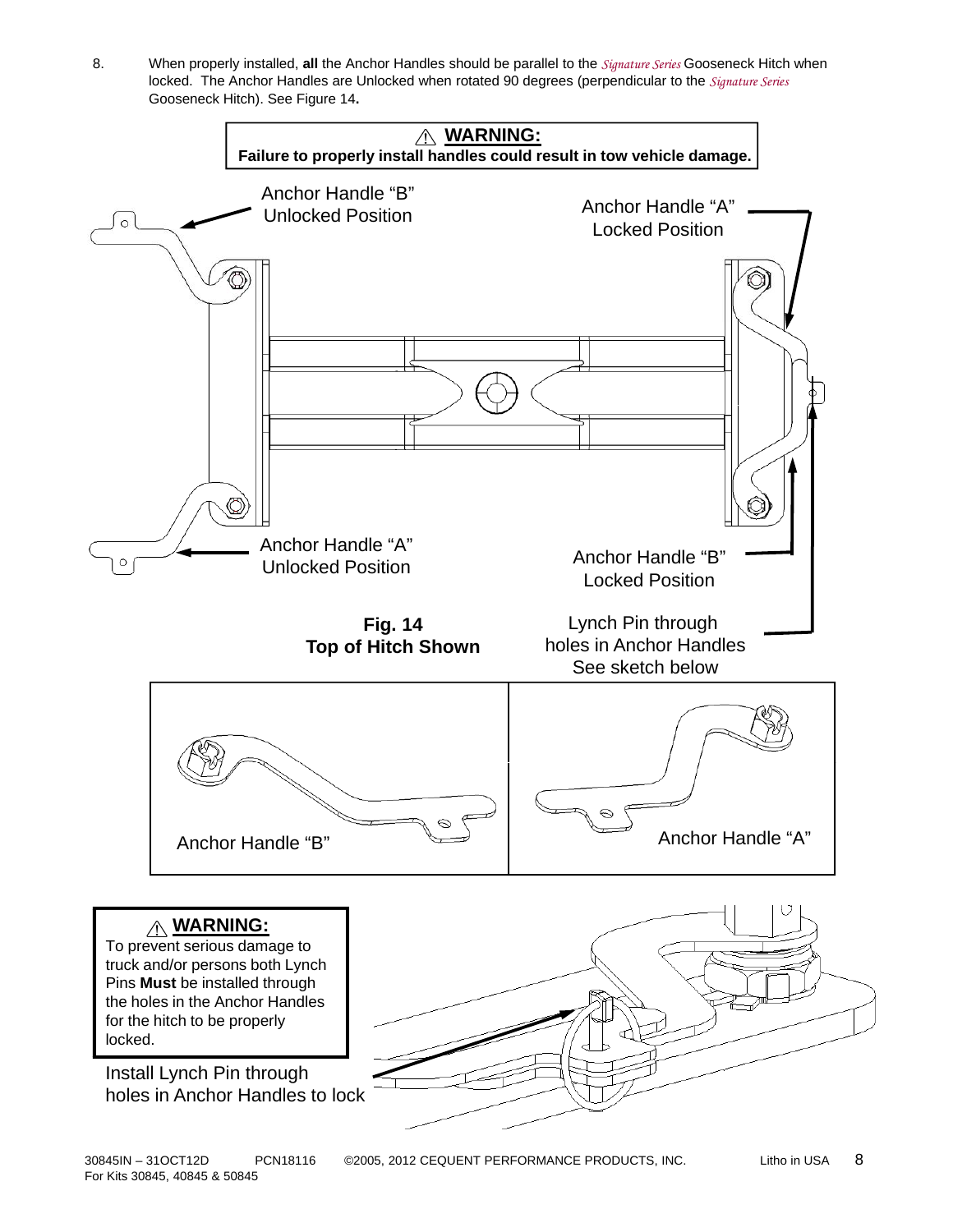8. When properly installed, **all** the Anchor Handles should be parallel to the *Signature Series* Gooseneck Hitch when locked. The Anchor Handles are Unlocked when rotated 90 degrees (perpendicular to the *Signature Series* Gooseneck Hitch). See Figure 14**.**

> ⚠ **WARNING:**
> **Failure to properly install handles could result in tow vehicle damage.**

Anchor Handle "B" Unlocked Position

Anchor Handle "A" Locked Position

Anchor Handle "A" Unlocked Position

Anchor Handle "B" Locked Position

**Fig. 14**
**Top of Hitch Shown**

Lynch Pin through holes in Anchor Handles See sketch below

Anchor Handle "B"

Anchor Handle "A"

> ⚠ **WARNING:**
> To prevent serious damage to truck and/or persons both Lynch Pins **Must** be installed through the holes in the Anchor Handles for the hitch to be properly locked.

Install Lynch Pin through holes in Anchor Handles to lock

30845IN – 31OCT12D PCN18116 ©2005, 2012 CEQUENT PERFORMANCE PRODUCTS, INC. Litho in USA
For Kits 30845, 40845 & 50845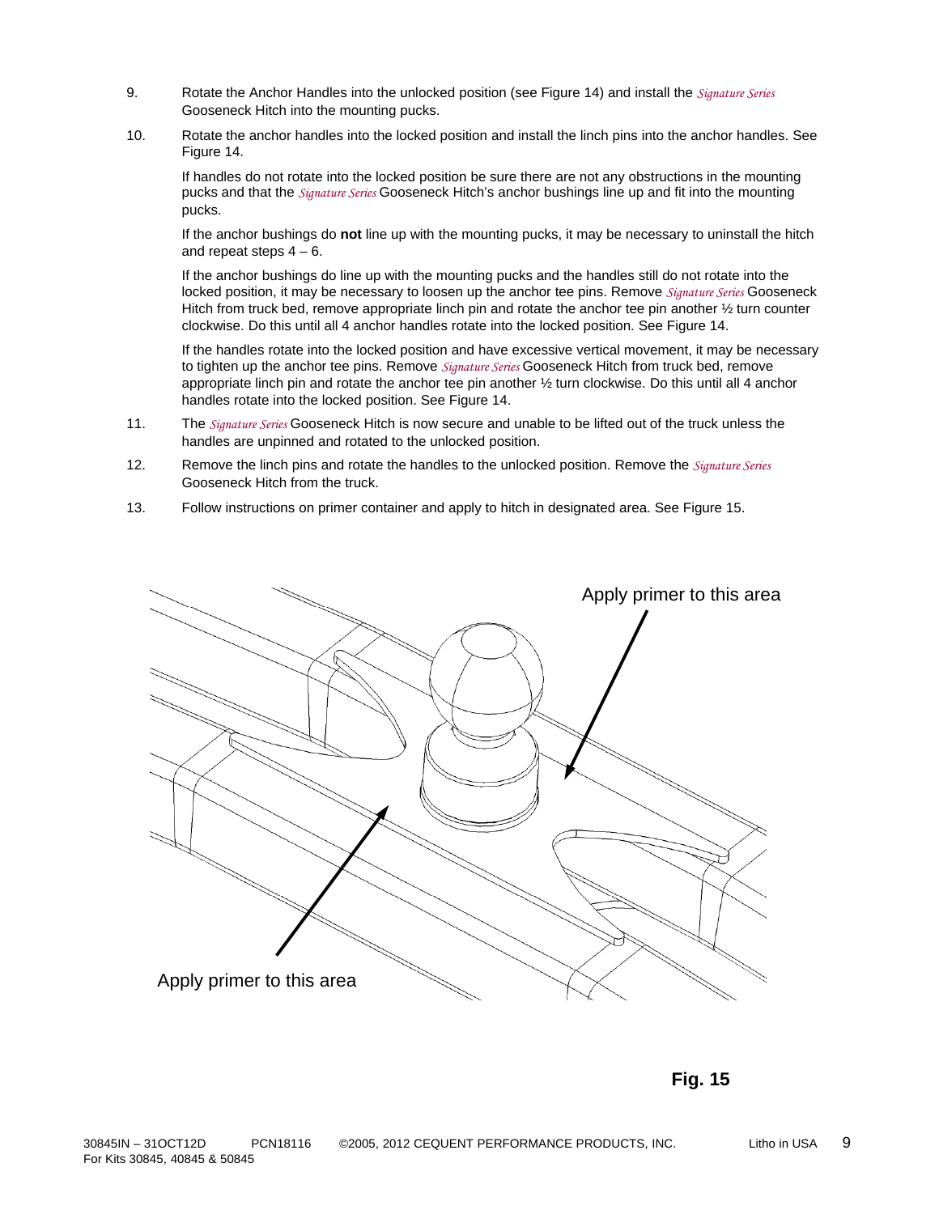9. Rotate the Anchor Handles into the unlocked position (see Figure 14) and install the *Signature Series* Gooseneck Hitch into the mounting pucks.

10. Rotate the anchor handles into the locked position and install the linch pins into the anchor handles. See Figure 14.

    If handles do not rotate into the locked position be sure there are not any obstructions in the mounting pucks and that the *Signature Series* Gooseneck Hitch's anchor bushings line up and fit into the mounting pucks.

    If the anchor bushings do **not** line up with the mounting pucks, it may be necessary to uninstall the hitch and repeat steps 4 – 6.

    If the anchor bushings do line up with the mounting pucks and the handles still do not rotate into the locked position, it may be necessary to loosen up the anchor tee pins. Remove *Signature Series* Gooseneck Hitch from truck bed, remove appropriate linch pin and rotate the anchor tee pin another ½ turn counter clockwise. Do this until all 4 anchor handles rotate into the locked position. See Figure 14.

    If the handles rotate into the locked position and have excessive vertical movement, it may be necessary to tighten up the anchor tee pins. Remove *Signature Series* Gooseneck Hitch from truck bed, remove appropriate linch pin and rotate the anchor tee pin another ½ turn clockwise. Do this until all 4 anchor handles rotate into the locked position. See Figure 14.

11. The *Signature Series* Gooseneck Hitch is now secure and unable to be lifted out of the truck unless the handles are unpinned and rotated to the unlocked position.

12. Remove the linch pins and rotate the handles to the unlocked position. Remove the *Signature Series* Gooseneck Hitch from the truck.

13. Follow instructions on primer container and apply to hitch in designated area. See Figure 15.

Apply primer to this area

Apply primer to this area

**Fig. 15**

30845IN – 31OCT12D PCN18116 ©2005, 2012 CEQUENT PERFORMANCE PRODUCTS, INC. Litho in USA
For Kits 30845, 40845 & 50845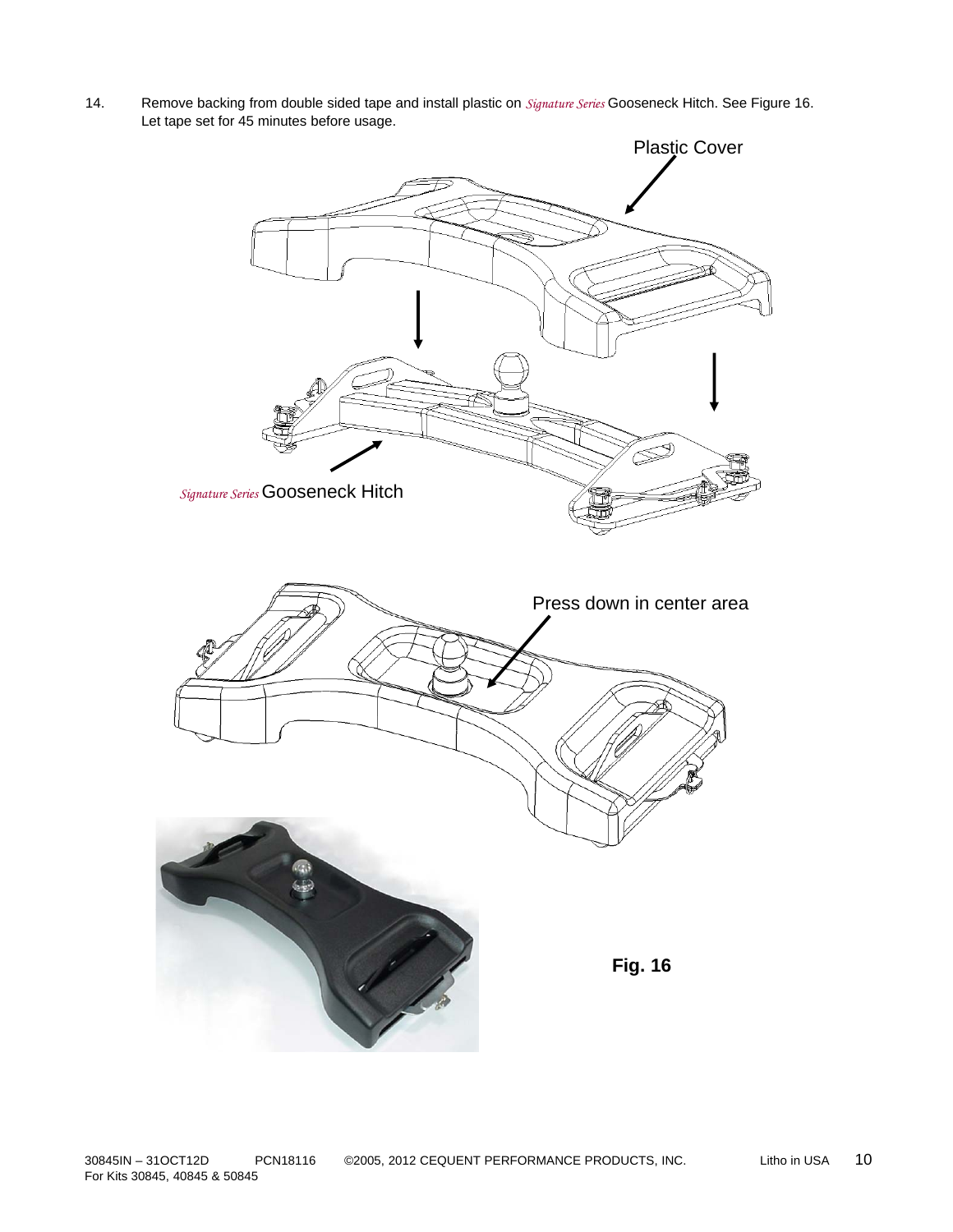14. Remove backing from double sided tape and install plastic on *Signature Series* Gooseneck Hitch. See Figure 16. Let tape set for 45 minutes before usage.

Plastic Cover

*Signature Series* Gooseneck Hitch

Press down in center area

**Fig. 16**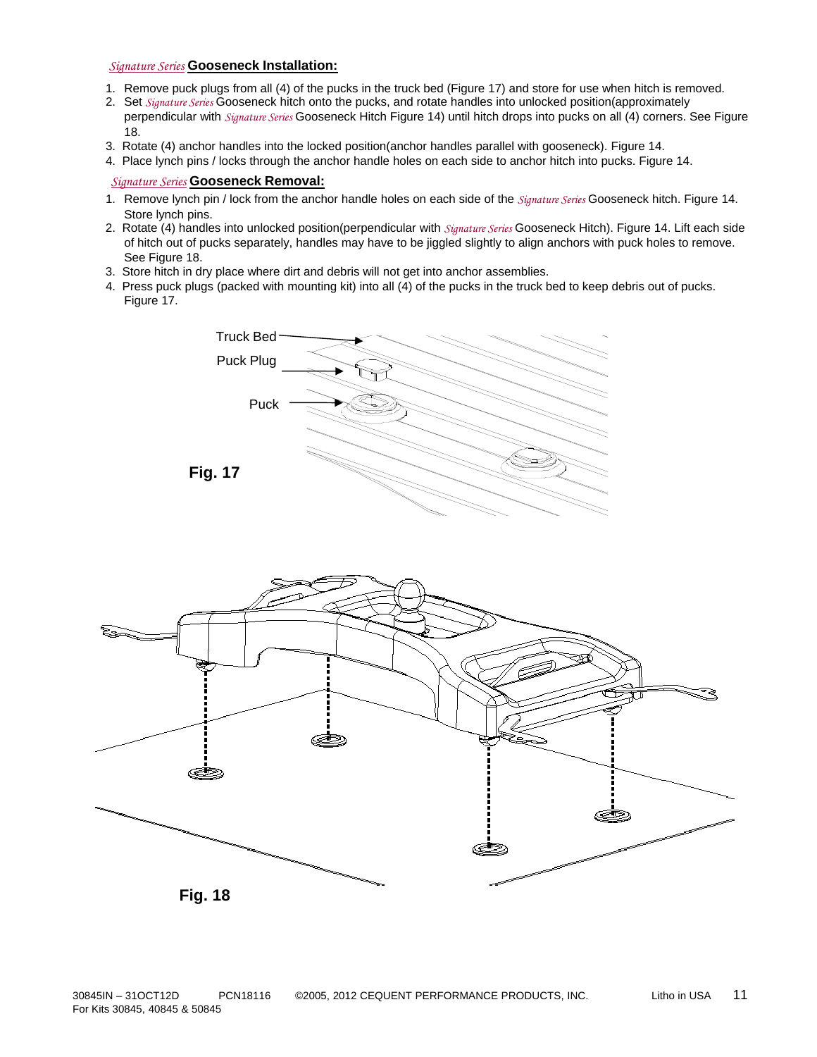## *Signature Series* Gooseneck Installation:

1. Remove puck plugs from all (4) of the pucks in the truck bed (Figure 17) and store for use when hitch is removed.
2. Set *Signature Series* Gooseneck hitch onto the pucks, and rotate handles into unlocked position(approximately perpendicular with *Signature Series* Gooseneck Hitch Figure 14) until hitch drops into pucks on all (4) corners. See Figure 18.
3. Rotate (4) anchor handles into the locked position(anchor handles parallel with gooseneck). Figure 14.
4. Place lynch pins / locks through the anchor handle holes on each side to anchor hitch into pucks. Figure 14.

## *Signature Series* Gooseneck Removal:

1. Remove lynch pin / lock from the anchor handle holes on each side of the *Signature Series* Gooseneck hitch. Figure 14. Store lynch pins.
2. Rotate (4) handles into unlocked position(perpendicular with *Signature Series* Gooseneck Hitch). Figure 14. Lift each side of hitch out of pucks separately, handles may have to be jiggled slightly to align anchors with puck holes to remove. See Figure 18.
3. Store hitch in dry place where dirt and debris will not get into anchor assemblies.
4. Press puck plugs (packed with mounting kit) into all (4) of the pucks in the truck bed to keep debris out of pucks. Figure 17.

Truck Bed

Puck Plug

Puck

**Fig. 17**

**Fig. 18**

30845IN – 31OCT12D PCN18116 ©2005, 2012 CEQUENT PERFORMANCE PRODUCTS, INC. Litho in USA
For Kits 30845, 40845 & 50845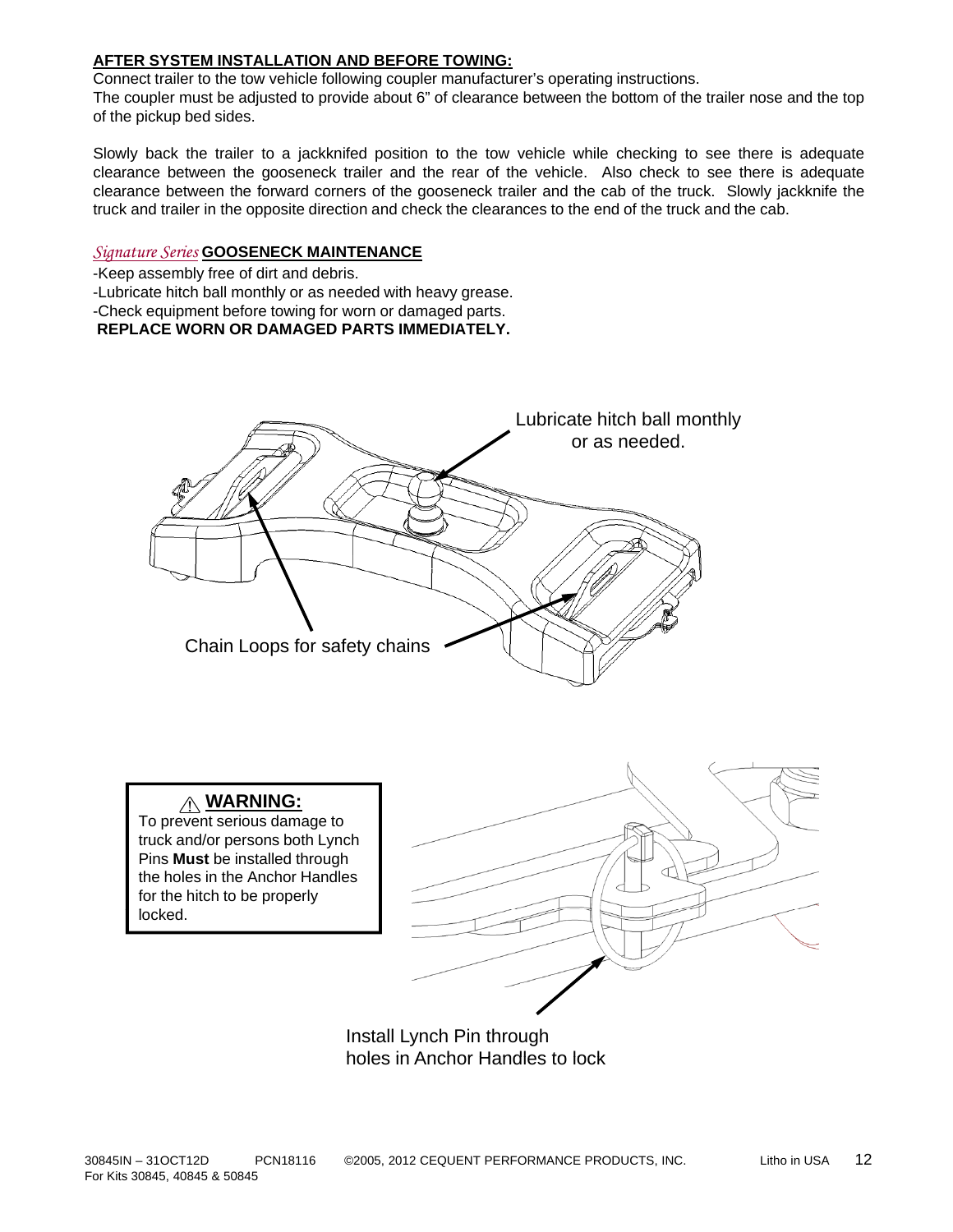**AFTER SYSTEM INSTALLATION AND BEFORE TOWING:**

Connect trailer to the tow vehicle following coupler manufacturer's operating instructions.
The coupler must be adjusted to provide about 6" of clearance between the bottom of the trailer nose and the top of the pickup bed sides.

Slowly back the trailer to a jackknifed position to the tow vehicle while checking to see there is adequate clearance between the gooseneck trailer and the rear of the vehicle. Also check to see there is adequate clearance between the forward corners of the gooseneck trailer and the cab of the truck. Slowly jackknife the truck and trailer in the opposite direction and check the clearances to the end of the truck and the cab.

*Signature Series* **GOOSENECK MAINTENANCE**

-Keep assembly free of dirt and debris.
-Lubricate hitch ball monthly or as needed with heavy grease.
-Check equipment before towing for worn or damaged parts.
**REPLACE WORN OR DAMAGED PARTS IMMEDIATELY.**

Lubricate hitch ball monthly or as needed.

Chain Loops for safety chains

**⚠ WARNING:**
To prevent serious damage to truck and/or persons both Lynch Pins **Must** be installed through the holes in the Anchor Handles for the hitch to be properly locked.

Install Lynch Pin through holes in Anchor Handles to lock

30845IN – 31OCT12D PCN18116 ©2005, 2012 CEQUENT PERFORMANCE PRODUCTS, INC. Litho in USA
For Kits 30845, 40845 & 50845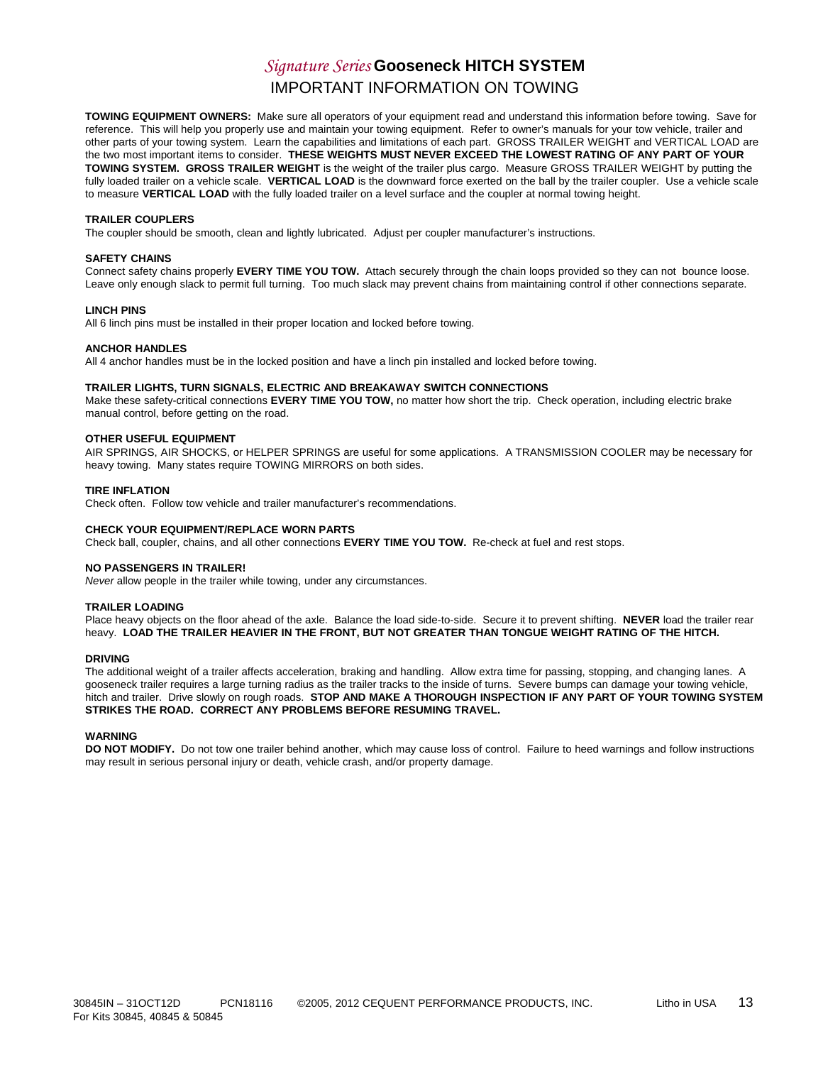# *Signature Series* Gooseneck HITCH SYSTEM

## IMPORTANT INFORMATION ON TOWING

**TOWING EQUIPMENT OWNERS:** Make sure all operators of your equipment read and understand this information before towing. Save for reference. This will help you properly use and maintain your towing equipment. Refer to owner's manuals for your tow vehicle, trailer and other parts of your towing system. Learn the capabilities and limitations of each part. GROSS TRAILER WEIGHT and VERTICAL LOAD are the two most important items to consider. **THESE WEIGHTS MUST NEVER EXCEED THE LOWEST RATING OF ANY PART OF YOUR TOWING SYSTEM. GROSS TRAILER WEIGHT** is the weight of the trailer plus cargo. Measure GROSS TRAILER WEIGHT by putting the fully loaded trailer on a vehicle scale. **VERTICAL LOAD** is the downward force exerted on the ball by the trailer coupler. Use a vehicle scale to measure **VERTICAL LOAD** with the fully loaded trailer on a level surface and the coupler at normal towing height.

**TRAILER COUPLERS**
The coupler should be smooth, clean and lightly lubricated. Adjust per coupler manufacturer's instructions.

**SAFETY CHAINS**
Connect safety chains properly **EVERY TIME YOU TOW.** Attach securely through the chain loops provided so they can not bounce loose. Leave only enough slack to permit full turning. Too much slack may prevent chains from maintaining control if other connections separate.

**LINCH PINS**
All 6 linch pins must be installed in their proper location and locked before towing.

**ANCHOR HANDLES**
All 4 anchor handles must be in the locked position and have a linch pin installed and locked before towing.

**TRAILER LIGHTS, TURN SIGNALS, ELECTRIC AND BREAKAWAY SWITCH CONNECTIONS**
Make these safety-critical connections **EVERY TIME YOU TOW,** no matter how short the trip. Check operation, including electric brake manual control, before getting on the road.

**OTHER USEFUL EQUIPMENT**
AIR SPRINGS, AIR SHOCKS, or HELPER SPRINGS are useful for some applications. A TRANSMISSION COOLER may be necessary for heavy towing. Many states require TOWING MIRRORS on both sides.

**TIRE INFLATION**
Check often. Follow tow vehicle and trailer manufacturer's recommendations.

**CHECK YOUR EQUIPMENT/REPLACE WORN PARTS**
Check ball, coupler, chains, and all other connections **EVERY TIME YOU TOW.** Re-check at fuel and rest stops.

**NO PASSENGERS IN TRAILER!**
*Never* allow people in the trailer while towing, under any circumstances.

**TRAILER LOADING**
Place heavy objects on the floor ahead of the axle. Balance the load side-to-side. Secure it to prevent shifting. **NEVER** load the trailer rear heavy. **LOAD THE TRAILER HEAVIER IN THE FRONT, BUT NOT GREATER THAN TONGUE WEIGHT RATING OF THE HITCH.**

**DRIVING**
The additional weight of a trailer affects acceleration, braking and handling. Allow extra time for passing, stopping, and changing lanes. A gooseneck trailer requires a large turning radius as the trailer tracks to the inside of turns. Severe bumps can damage your towing vehicle, hitch and trailer. Drive slowly on rough roads. **STOP AND MAKE A THOROUGH INSPECTION IF ANY PART OF YOUR TOWING SYSTEM STRIKES THE ROAD. CORRECT ANY PROBLEMS BEFORE RESUMING TRAVEL.**

**WARNING**
**DO NOT MODIFY.** Do not tow one trailer behind another, which may cause loss of control. Failure to heed warnings and follow instructions may result in serious personal injury or death, vehicle crash, and/or property damage.

30845IN – 31OCT12D PCN18116 ©2005, 2012 CEQUENT PERFORMANCE PRODUCTS, INC. Litho in USA
For Kits 30845, 40845 & 50845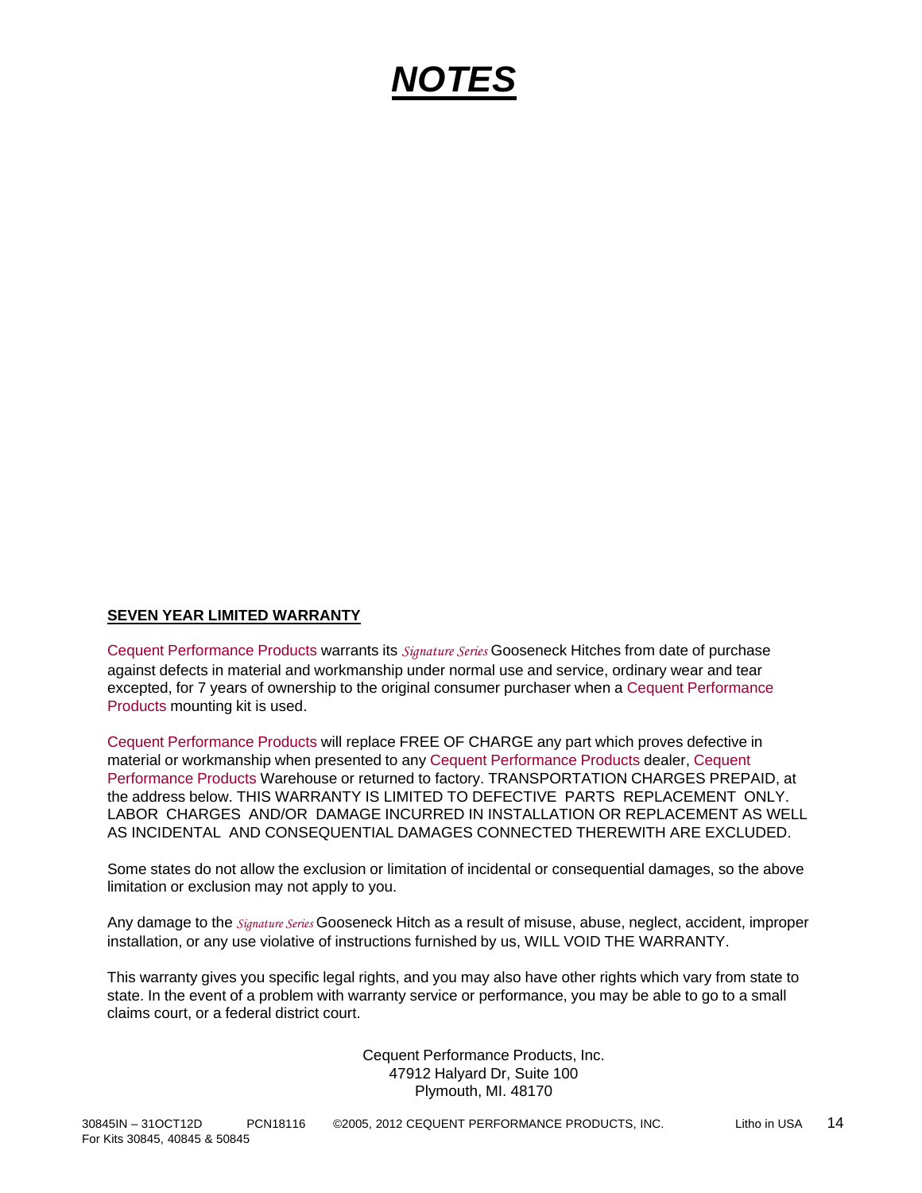# NOTES

**SEVEN YEAR LIMITED WARRANTY**

Cequent Performance Products warrants its *Signature Series* Gooseneck Hitches from date of purchase against defects in material and workmanship under normal use and service, ordinary wear and tear excepted, for 7 years of ownership to the original consumer purchaser when a Cequent Performance Products mounting kit is used.

Cequent Performance Products will replace FREE OF CHARGE any part which proves defective in material or workmanship when presented to any Cequent Performance Products dealer, Cequent Performance Products Warehouse or returned to factory. TRANSPORTATION CHARGES PREPAID, at the address below. THIS WARRANTY IS LIMITED TO DEFECTIVE PARTS REPLACEMENT ONLY. LABOR CHARGES AND/OR DAMAGE INCURRED IN INSTALLATION OR REPLACEMENT AS WELL AS INCIDENTAL AND CONSEQUENTIAL DAMAGES CONNECTED THEREWITH ARE EXCLUDED.

Some states do not allow the exclusion or limitation of incidental or consequential damages, so the above limitation or exclusion may not apply to you.

Any damage to the *Signature Series* Gooseneck Hitch as a result of misuse, abuse, neglect, accident, improper installation, or any use violative of instructions furnished by us, WILL VOID THE WARRANTY.

This warranty gives you specific legal rights, and you may also have other rights which vary from state to state. In the event of a problem with warranty service or performance, you may be able to go to a small claims court, or a federal district court.

Cequent Performance Products, Inc.
47912 Halyard Dr, Suite 100
Plymouth, MI. 48170

30845IN – 31OCT12D PCN18116 ©2005, 2012 CEQUENT PERFORMANCE PRODUCTS, INC. Litho in USA
For Kits 30845, 40845 & 50845